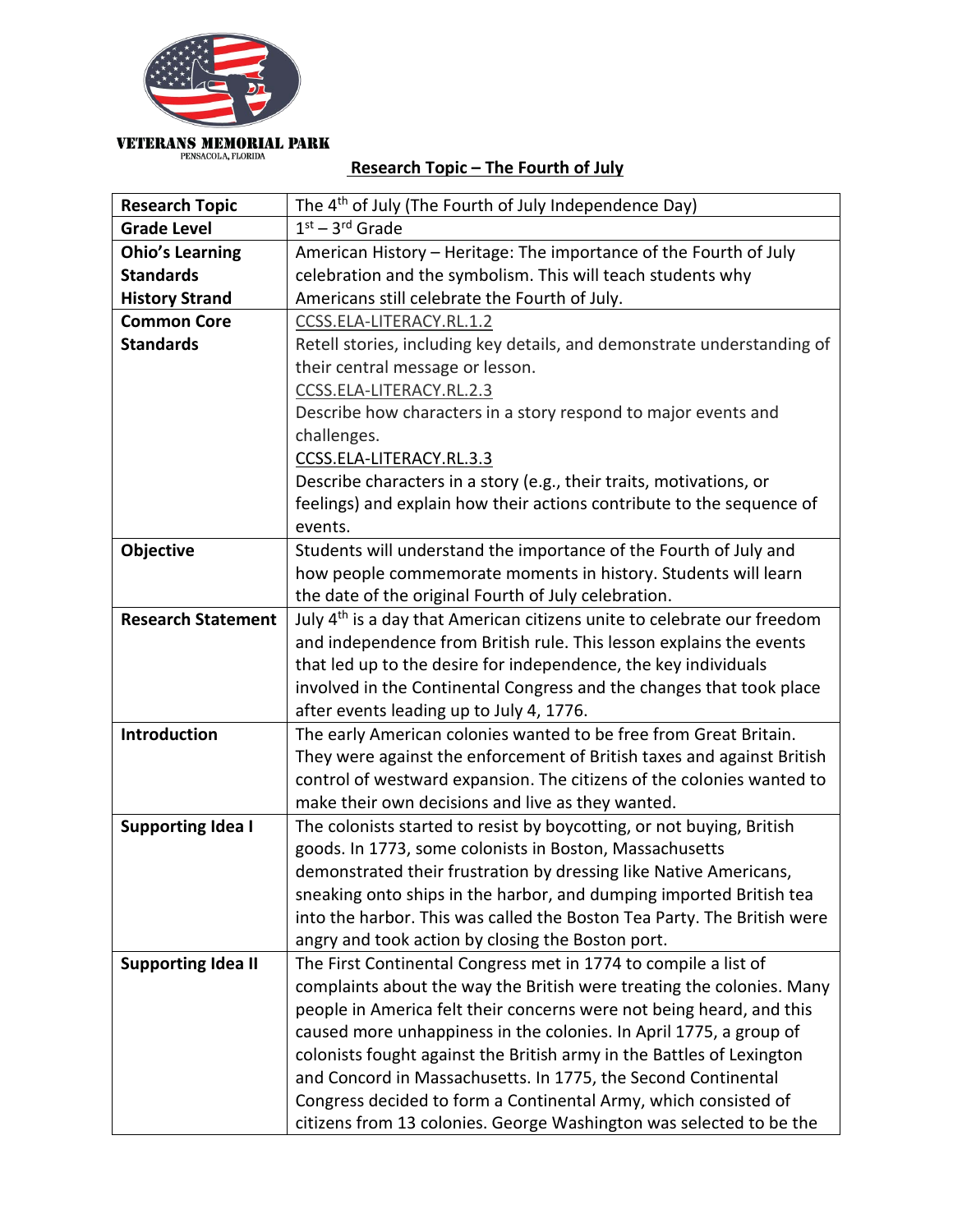VETERANS MEMORIAL PARK
PENSACOLA, FLORIDA

## Research Topic – The Fourth of July

| | |
|---|---|
| **Research Topic** | The 4th of July (The Fourth of July Independence Day) |
| **Grade Level** | 1st – 3rd Grade |
| **Ohio's Learning Standards History Strand** | American History – Heritage: The importance of the Fourth of July celebration and the symbolism. This will teach students why Americans still celebrate the Fourth of July. |
| **Common Core Standards** | CCSS.ELA-LITERACY.RL.1.2<br>Retell stories, including key details, and demonstrate understanding of their central message or lesson.<br>CCSS.ELA-LITERACY.RL.2.3<br>Describe how characters in a story respond to major events and challenges.<br>CCSS.ELA-LITERACY.RL.3.3<br>Describe characters in a story (e.g., their traits, motivations, or feelings) and explain how their actions contribute to the sequence of events. |
| **Objective** | Students will understand the importance of the Fourth of July and how people commemorate moments in history. Students will learn the date of the original Fourth of July celebration. |
| **Research Statement** | July 4th is a day that American citizens unite to celebrate our freedom and independence from British rule. This lesson explains the events that led up to the desire for independence, the key individuals involved in the Continental Congress and the changes that took place after events leading up to July 4, 1776. |
| **Introduction** | The early American colonies wanted to be free from Great Britain. They were against the enforcement of British taxes and against British control of westward expansion. The citizens of the colonies wanted to make their own decisions and live as they wanted. |
| **Supporting Idea I** | The colonists started to resist by boycotting, or not buying, British goods. In 1773, some colonists in Boston, Massachusetts demonstrated their frustration by dressing like Native Americans, sneaking onto ships in the harbor, and dumping imported British tea into the harbor. This was called the Boston Tea Party. The British were angry and took action by closing the Boston port. |
| **Supporting Idea II** | The First Continental Congress met in 1774 to compile a list of complaints about the way the British were treating the colonies. Many people in America felt their concerns were not being heard, and this caused more unhappiness in the colonies. In April 1775, a group of colonists fought against the British army in the Battles of Lexington and Concord in Massachusetts. In 1775, the Second Continental Congress decided to form a Continental Army, which consisted of citizens from 13 colonies. George Washington was selected to be the |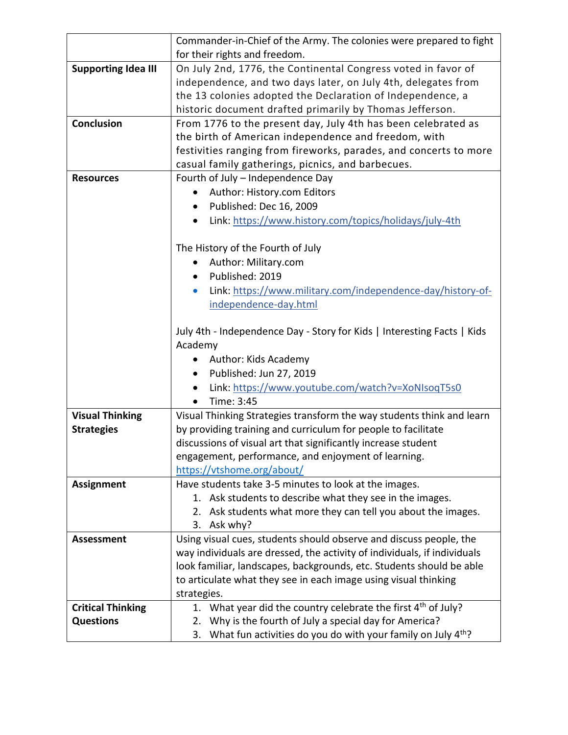| | |
|---|---|
| | Commander-in-Chief of the Army. The colonies were prepared to fight for their rights and freedom. |
| **Supporting Idea III** | On July 2nd, 1776, the Continental Congress voted in favor of independence, and two days later, on July 4th, delegates from the 13 colonies adopted the Declaration of Independence, a historic document drafted primarily by Thomas Jefferson. |
| **Conclusion** | From 1776 to the present day, July 4th has been celebrated as the birth of American independence and freedom, with festivities ranging from fireworks, parades, and concerts to more casual family gatherings, picnics, and barbecues. |
| **Resources** | Fourth of July – Independence Day<br>• Author: History.com Editors<br>• Published: Dec 16, 2009<br>• Link: https://www.history.com/topics/holidays/july-4th<br><br>The History of the Fourth of July<br>• Author: Military.com<br>• Published: 2019<br>• Link: https://www.military.com/independence-day/history-of-independence-day.html<br><br>July 4th - Independence Day - Story for Kids \| Interesting Facts \| Kids Academy<br>• Author: Kids Academy<br>• Published: Jun 27, 2019<br>• Link: https://www.youtube.com/watch?v=XoNIsoqT5s0<br>• Time: 3:45 |
| **Visual Thinking Strategies** | Visual Thinking Strategies transform the way students think and learn by providing training and curriculum for people to facilitate discussions of visual art that significantly increase student engagement, performance, and enjoyment of learning. https://vtshome.org/about/ |
| **Assignment** | Have students take 3-5 minutes to look at the images.<br>1. Ask students to describe what they see in the images.<br>2. Ask students what more they can tell you about the images.<br>3. Ask why? |
| **Assessment** | Using visual cues, students should observe and discuss people, the way individuals are dressed, the activity of individuals, if individuals look familiar, landscapes, backgrounds, etc. Students should be able to articulate what they see in each image using visual thinking strategies. |
| **Critical Thinking Questions** | 1. What year did the country celebrate the first 4th of July?<br>2. Why is the fourth of July a special day for America?<br>3. What fun activities do you do with your family on July 4th? |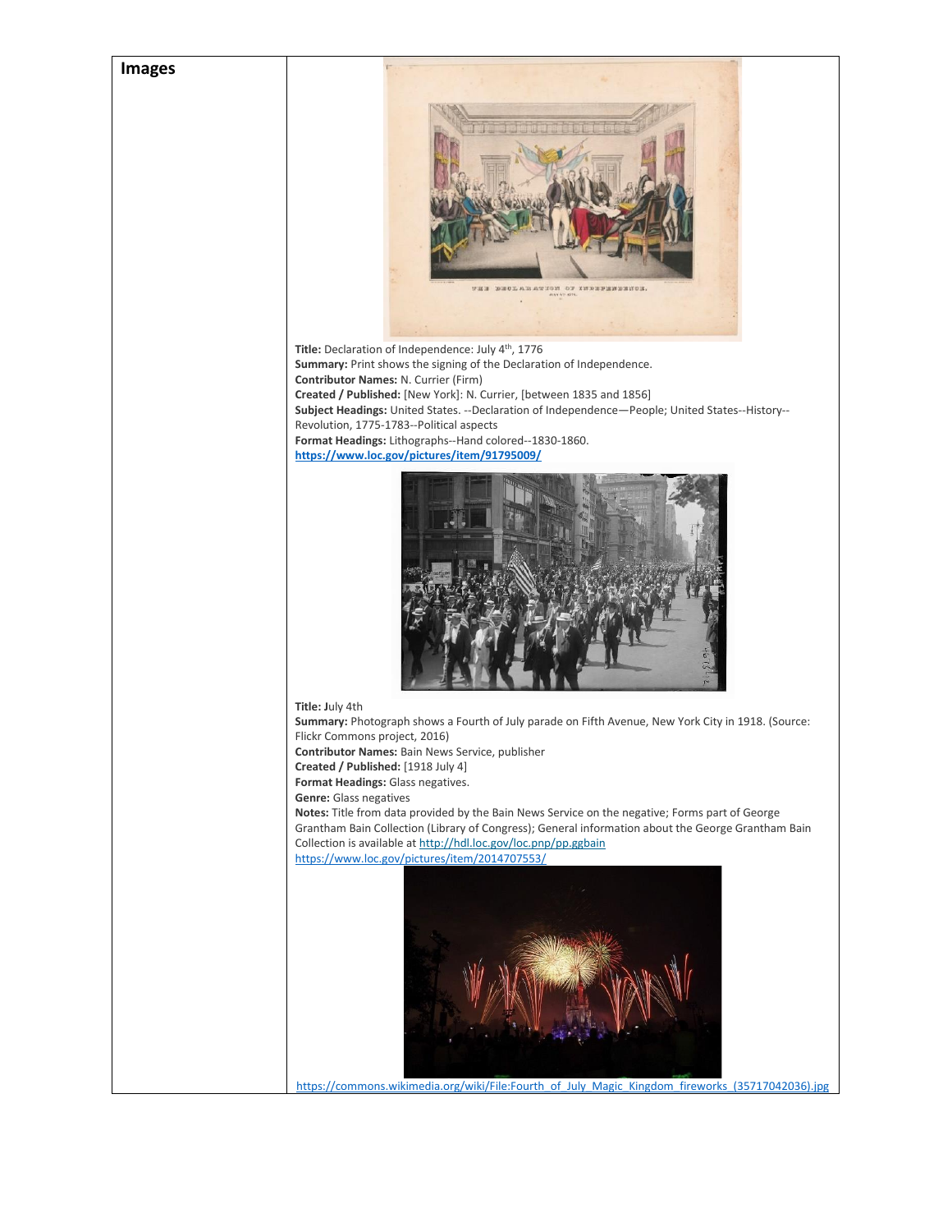| Images | |
|---|---|
| | **Title:** Declaration of Independence: July 4th, 1776<br>**Summary:** Print shows the signing of the Declaration of Independence.<br>**Contributor Names:** N. Currier (Firm)<br>**Created / Published:** [New York]: N. Currier, [between 1835 and 1856]<br>**Subject Headings:** United States. --Declaration of Independence—People; United States--History--Revolution, 1775-1783--Political aspects<br>**Format Headings:** Lithographs--Hand colored--1830-1860.<br>https://www.loc.gov/pictures/item/91795009/<br><br>**Title:** July 4th<br>**Summary:** Photograph shows a Fourth of July parade on Fifth Avenue, New York City in 1918. (Source: Flickr Commons project, 2016)<br>**Contributor Names:** Bain News Service, publisher<br>**Created / Published:** [1918 July 4]<br>**Format Headings:** Glass negatives.<br>**Genre:** Glass negatives<br>**Notes:** Title from data provided by the Bain News Service on the negative; Forms part of George Grantham Bain Collection (Library of Congress); General information about the George Grantham Bain Collection is available at http://hdl.loc.gov/loc.pnp/pp.ggbain<br>https://www.loc.gov/pictures/item/2014707553/<br><br>https://commons.wikimedia.org/wiki/File:Fourth_of_July_Magic_Kingdom_fireworks_(35717042036).jpg |